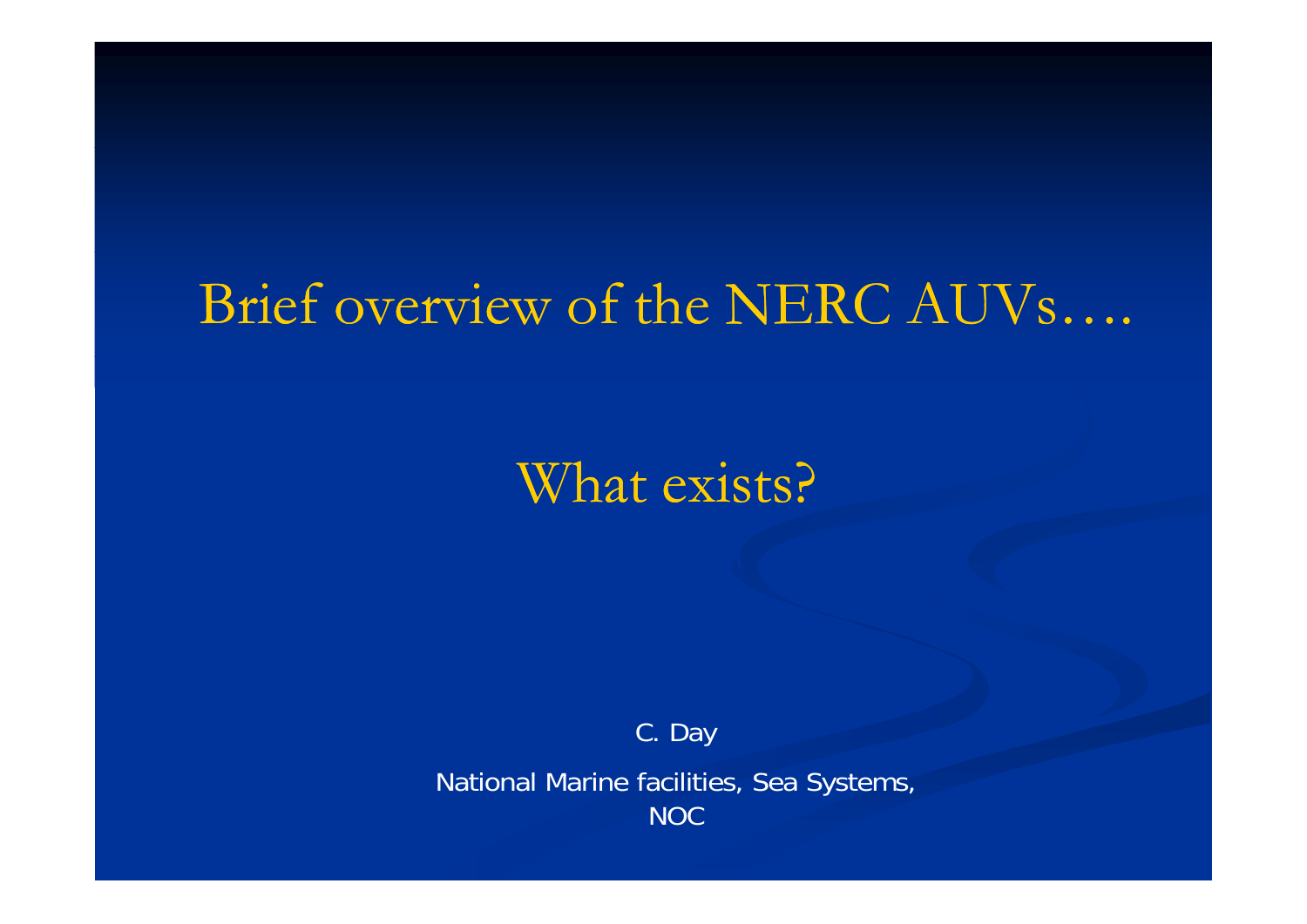# Brief overview of the NERC AUVs….

## What exists?

C. Day

National Marine facilities, Sea Systems, NOC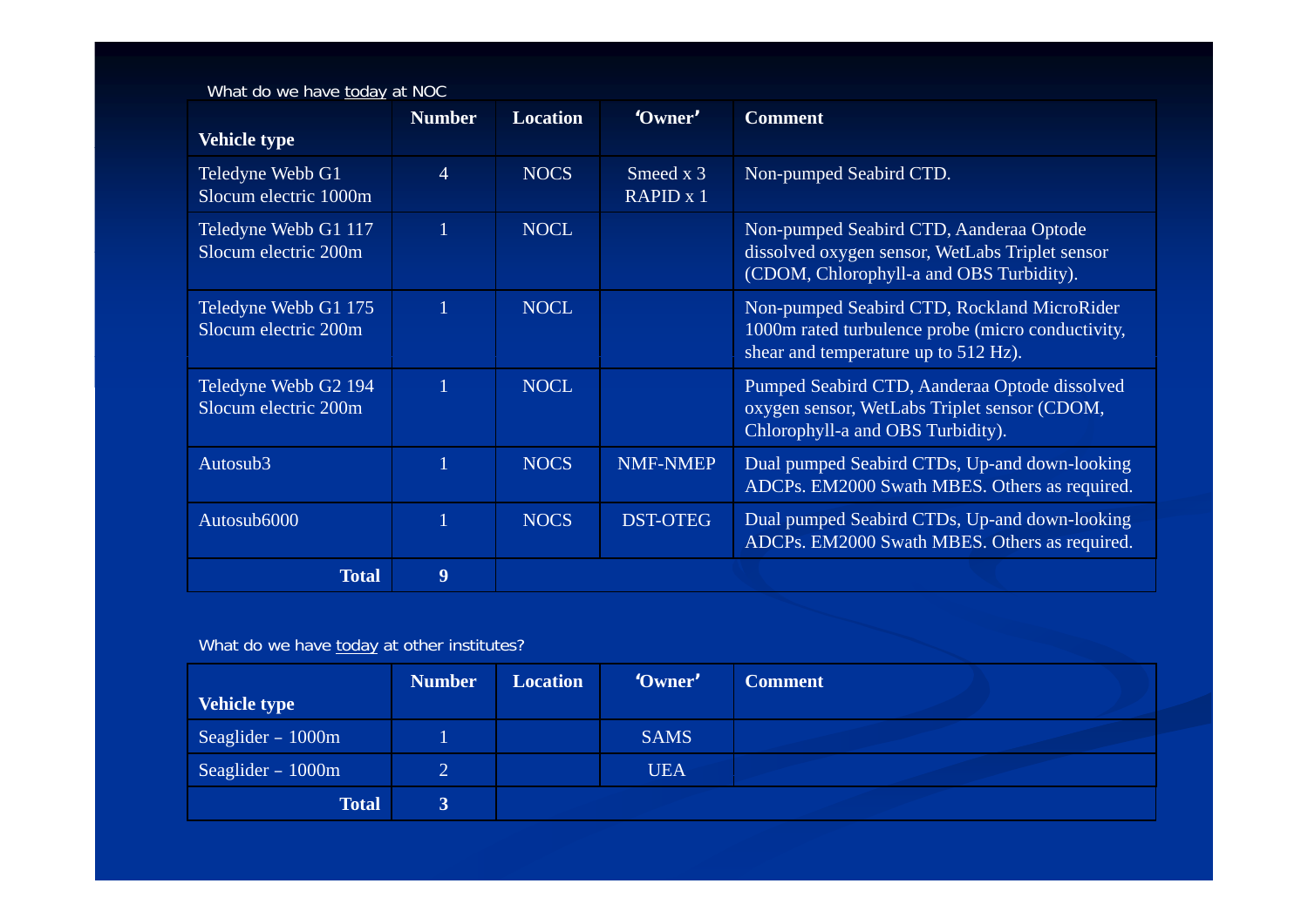What do we have today at NOC

| Vehicle type | Number | Location | 'Owner' | Comment |
|---|---|---|---|---|
| Teledyne Webb G1 Slocum electric 1000m | 4 | NOCS | Smeed x 3 RAPID x 1 | Non-pumped Seabird CTD. |
| Teledyne Webb G1 117 Slocum electric 200m | 1 | NOCL | | Non-pumped Seabird CTD, Aanderaa Optode dissolved oxygen sensor, WetLabs Triplet sensor (CDOM, Chlorophyll-a and OBS Turbidity). |
| Teledyne Webb G1 175 Slocum electric 200m | 1 | NOCL | | Non-pumped Seabird CTD, Rockland MicroRider 1000m rated turbulence probe (micro conductivity, shear and temperature up to 512 Hz). |
| Teledyne Webb G2 194 Slocum electric 200m | 1 | NOCL | | Pumped Seabird CTD, Aanderaa Optode dissolved oxygen sensor, WetLabs Triplet sensor (CDOM, Chlorophyll-a and OBS Turbidity). |
| Autosub3 | 1 | NOCS | NMF-NMEP | Dual pumped Seabird CTDs, Up-and down-looking ADCPs. EM2000 Swath MBES. Others as required. |
| Autosub6000 | 1 | NOCS | DST-OTEG | Dual pumped Seabird CTDs, Up-and down-looking ADCPs. EM2000 Swath MBES. Others as required. |
| **Total** | **9** | | | |

What do we have today at other institutes?

| Vehicle type | Number | Location | 'Owner' | Comment |
|---|---|---|---|---|
| Seaglider – 1000m | 1 | | SAMS | |
| Seaglider – 1000m | 2 | | UEA | |
| **Total** | **3** | | | |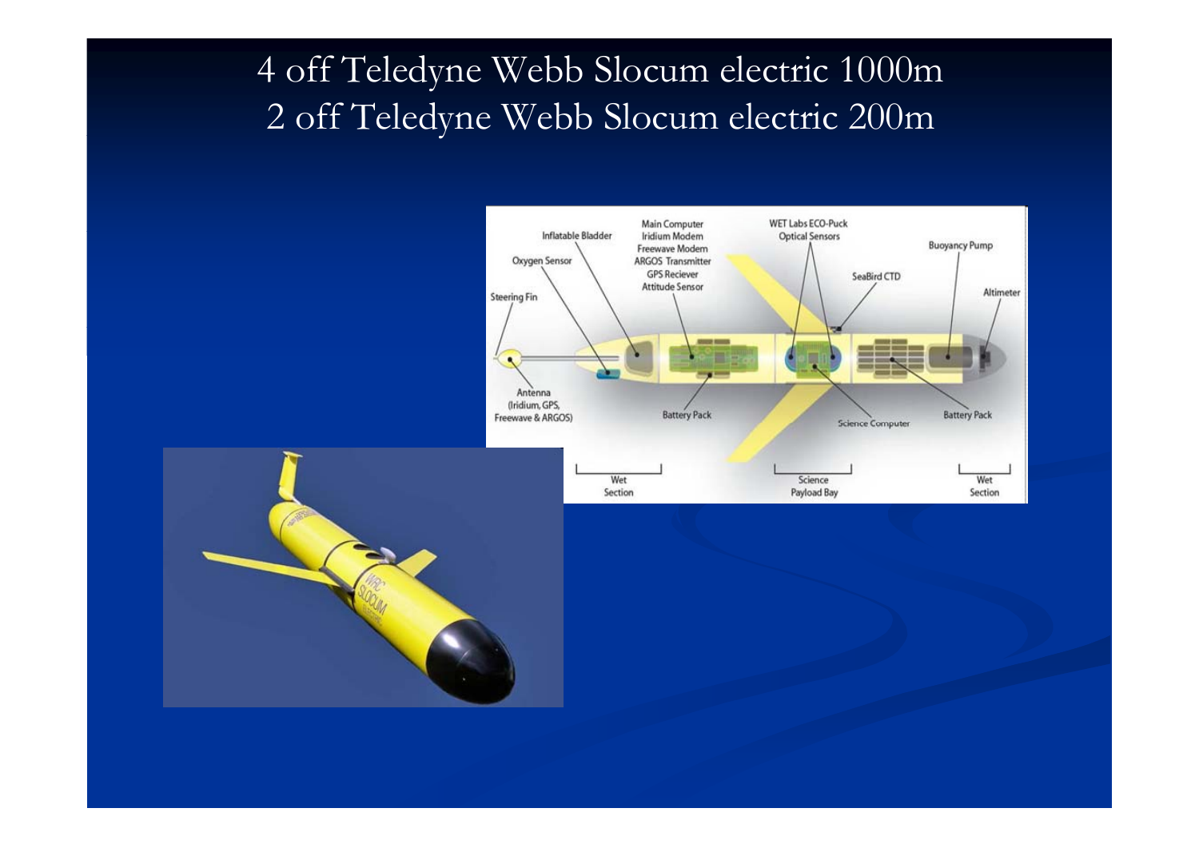# 4 off Teledyne Webb Slocum electric 1000m
# 2 off Teledyne Webb Slocum electric 200m

Main Computer
Iridium Modem
Freewave Modem
ARGOS Transmitter
GPS Reciever
Attitude Sensor

WET Labs ECO-Puck
Optical Sensors

Inflatable Bladder

Oxygen Sensor

Steering Fin

Buoyancy Pump

SeaBird CTD

Altimeter

Antenna
(Iridium, GPS,
Freewave & ARGOS)

Battery Pack

Science Computer

Battery Pack

Wet
Section

Science
Payload Bay

Wet
Section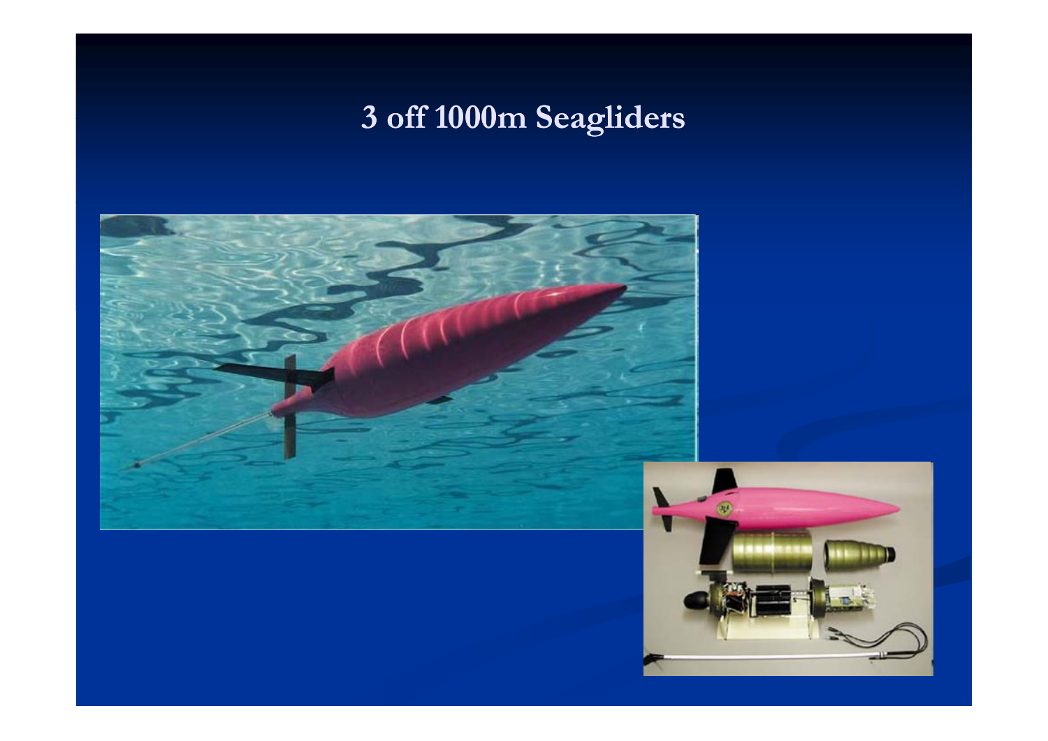# 3 off 1000m Seagliders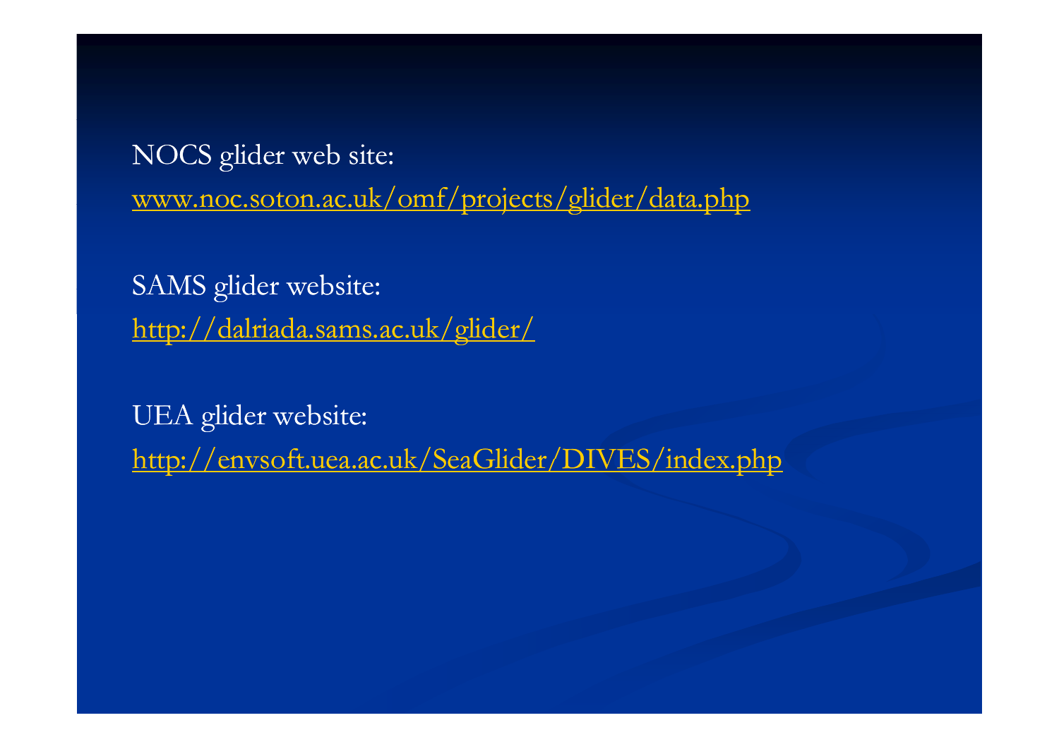NOCS glider web site:

www.noc.soton.ac.uk/omf/projects/glider/data.php

SAMS glider website:

http://dalriada.sams.ac.uk/glider/

UEA glider website:

http://envsoft.uea.ac.uk/SeaGlider/DIVES/index.php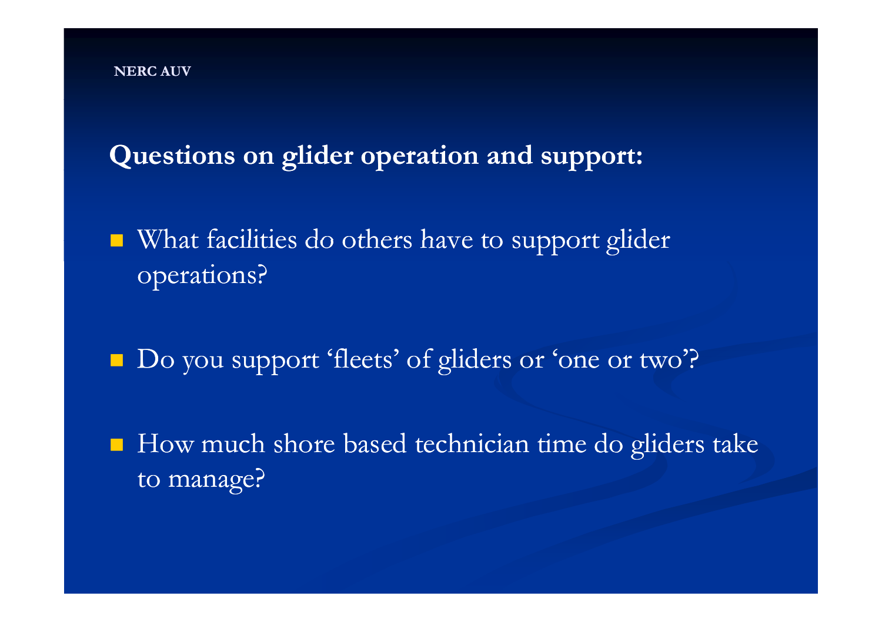NERC AUV

## Questions on glider operation and support:

- What facilities do others have to support glider operations?
- Do you support ‘fleets’ of gliders or ‘one or two’?
- How much shore based technician time do gliders take to manage?